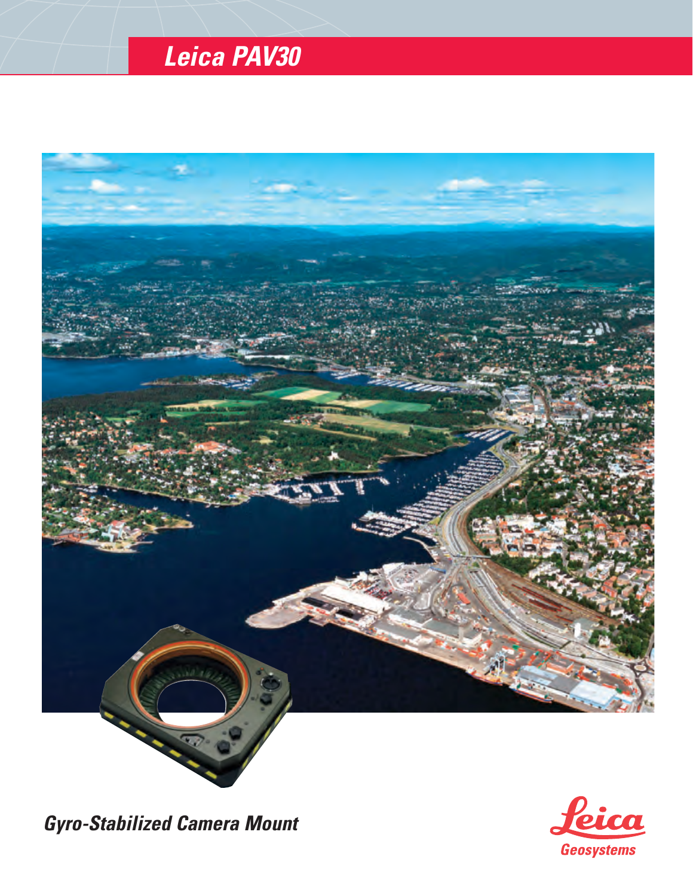# Leica PAV30

## Gyro-Stabilized Camera Mount

Leica Geosystems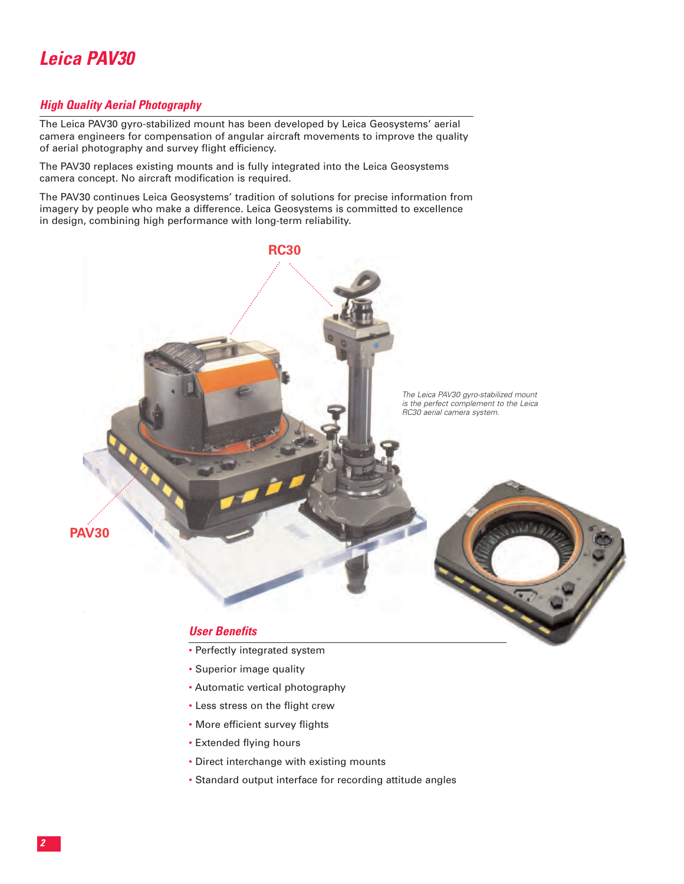# Leica PAV30

## High Quality Aerial Photography

The Leica PAV30 gyro-stabilized mount has been developed by Leica Geosystems' aerial camera engineers for compensation of angular aircraft movements to improve the quality of aerial photography and survey flight efficiency.

The PAV30 replaces existing mounts and is fully integrated into the Leica Geosystems camera concept. No aircraft modification is required.

The PAV30 continues Leica Geosystems' tradition of solutions for precise information from imagery by people who make a difference. Leica Geosystems is committed to excellence in design, combining high performance with long-term reliability.

RC30

PAV30

*The Leica PAV30 gyro-stabilized mount is the perfect complement to the Leica RC30 aerial camera system.*

## User Benefits

- Perfectly integrated system
- Superior image quality
- Automatic vertical photography
- Less stress on the flight crew
- More efficient survey flights
- Extended flying hours
- Direct interchange with existing mounts
- Standard output interface for recording attitude angles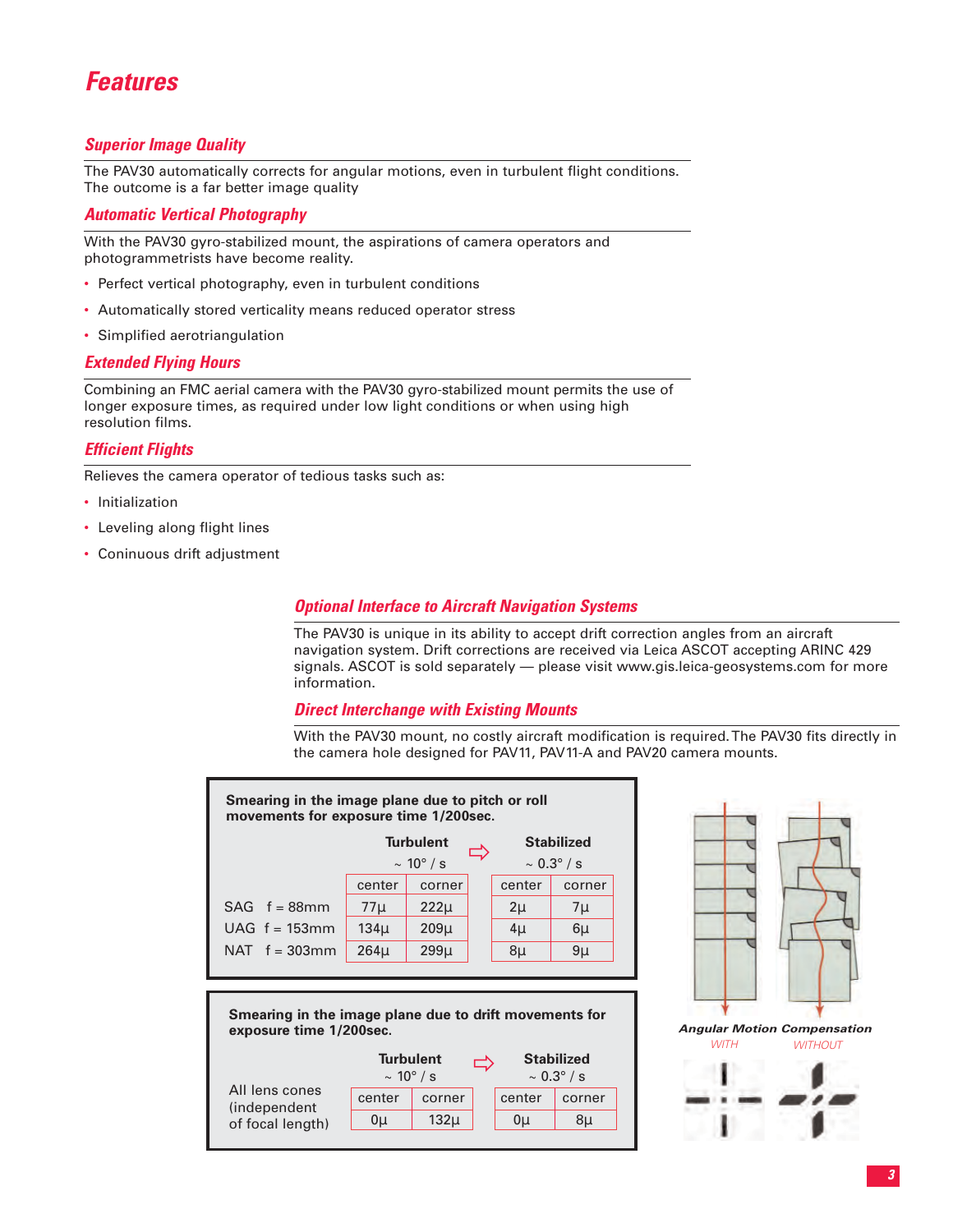# Features

## Superior Image Quality

The PAV30 automatically corrects for angular motions, even in turbulent flight conditions. The outcome is a far better image quality

## Automatic Vertical Photography

With the PAV30 gyro-stabilized mount, the aspirations of camera operators and photogrammetrists have become reality.

- Perfect vertical photography, even in turbulent conditions
- Automatically stored verticality means reduced operator stress
- Simplified aerotriangulation

## Extended Flying Hours

Combining an FMC aerial camera with the PAV30 gyro-stabilized mount permits the use of longer exposure times, as required under low light conditions or when using high resolution films.

## Efficient Flights

Relieves the camera operator of tedious tasks such as:

- Initialization
- Leveling along flight lines
- Coninuous drift adjustment

## Optional Interface to Aircraft Navigation Systems

The PAV30 is unique in its ability to accept drift correction angles from an aircraft navigation system. Drift corrections are received via Leica ASCOT accepting ARINC 429 signals. ASCOT is sold separately — please visit www.gis.leica-geosystems.com for more information.

## Direct Interchange with Existing Mounts

With the PAV30 mount, no costly aircraft modification is required. The PAV30 fits directly in the camera hole designed for PAV11, PAV11-A and PAV20 camera mounts.

**Smearing in the image plane due to pitch or roll movements for exposure time 1/200sec.**

| | Turbulent ~ 10° / s | | Stabilized ~ 0.3° / s | |
|---|---|---|---|---|
| | center | corner | center | corner |
| SAG f = 88mm | 77µ | 222µ | 2µ | 7µ |
| UAG f = 153mm | 134µ | 209µ | 4µ | 6µ |
| NAT f = 303mm | 264µ | 299µ | 8µ | 9µ |

**Smearing in the image plane due to drift movements for exposure time 1/200sec.**

| | Turbulent ~ 10° / s | | Stabilized ~ 0.3° / s | |
|---|---|---|---|---|
| | center | corner | center | corner |
| All lens cones (independent of focal length) | 0µ | 132µ | 0µ | 8µ |

**Angular Motion Compensation**

WITH WITHOUT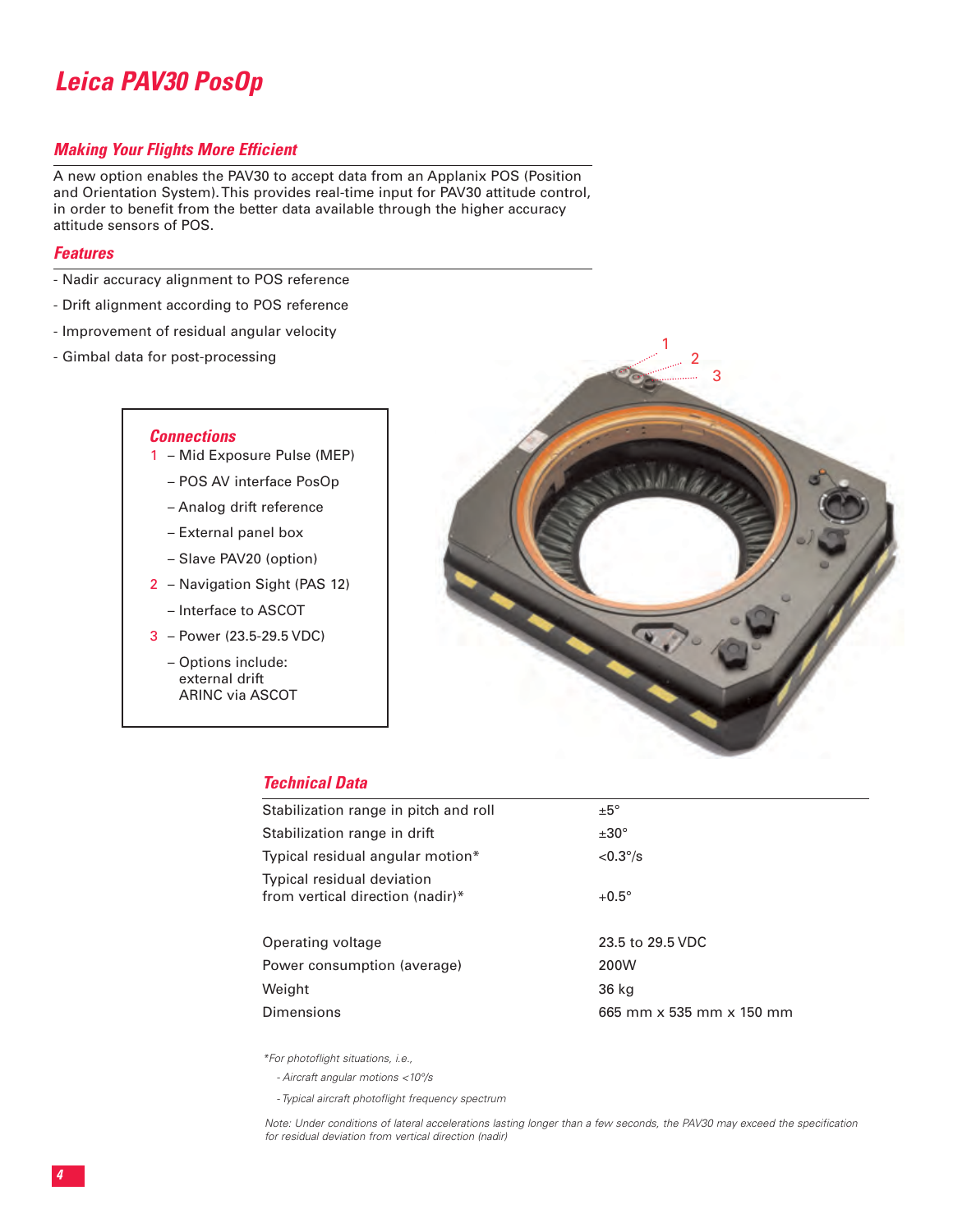# Leica PAV30 PosOp

## Making Your Flights More Efficient

A new option enables the PAV30 to accept data from an Applanix POS (Position and Orientation System). This provides real-time input for PAV30 attitude control, in order to benefit from the better data available through the higher accuracy attitude sensors of POS.

## Features

- Nadir accuracy alignment to POS reference
- Drift alignment according to POS reference
- Improvement of residual angular velocity
- Gimbal data for post-processing

### Connections

1 – Mid Exposure Pulse (MEP)
– POS AV interface PosOp
– Analog drift reference
– External panel box
– Slave PAV20 (option)

2 – Navigation Sight (PAS 12)
– Interface to ASCOT

3 – Power (23.5-29.5 VDC)
– Options include:
external drift
ARINC via ASCOT

## Technical Data

| | |
|---|---|
| Stabilization range in pitch and roll | ±5° |
| Stabilization range in drift | ±30° |
| Typical residual angular motion* | <0.3°/s |
| Typical residual deviation from vertical direction (nadir)* | +0.5° |
| Operating voltage | 23.5 to 29.5 VDC |
| Power consumption (average) | 200W |
| Weight | 36 kg |
| Dimensions | 665 mm x 535 mm x 150 mm |

*For photoflight situations, i.e.,

- Aircraft angular motions <10°/s
- Typical aircraft photoflight frequency spectrum

*Note: Under conditions of lateral accelerations lasting longer than a few seconds, the PAV30 may exceed the specification for residual deviation from vertical direction (nadir)*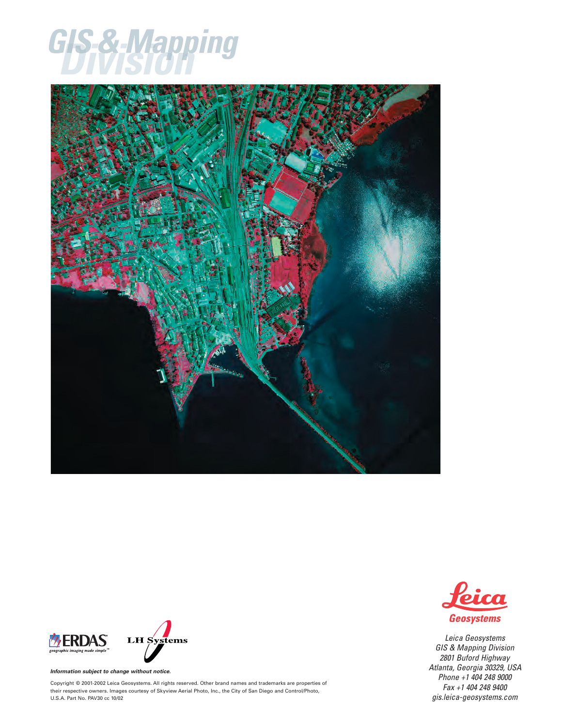# GIS & Mapping Division

*Information subject to change without notice.*

Copyright © 2001-2002 Leica Geosystems. All rights reserved. Other brand names and trademarks are properties of their respective owners. Images courtesy of Skyview Aerial Photo, Inc., the City of San Diego and Control/Photo, U.S.A. Part No. PAV30 cc 10/02

*Leica Geosystems*
*GIS & Mapping Division*
*2801 Buford Highway*
*Atlanta, Georgia 30329, USA*
*Phone +1 404 248 9000*
*Fax +1 404 248 9400*
*gis.leica-geosystems.com*